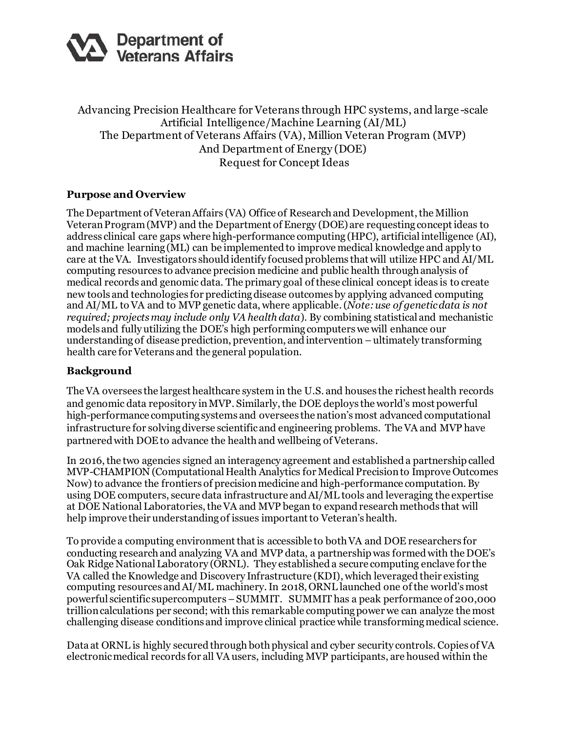Department of Veterans Affairs

Advancing Precision Healthcare for Veterans through HPC systems, and large-scale Artificial Intelligence/Machine Learning (AI/ML)
The Department of Veterans Affairs (VA), Million Veteran Program (MVP)
And Department of Energy (DOE)
Request for Concept Ideas

## Purpose and Overview

The Department of Veteran Affairs (VA) Office of Research and Development, the Million Veteran Program (MVP) and the Department of Energy (DOE) are requesting concept ideas to address clinical care gaps where high-performance computing (HPC), artificial intelligence (AI), and machine learning (ML) can be implemented to improve medical knowledge and apply to care at the VA. Investigators should identify focused problems that will utilize HPC and AI/ML computing resources to advance precision medicine and public health through analysis of medical records and genomic data. The primary goal of these clinical concept ideas is to create new tools and technologies for predicting disease outcomes by applying advanced computing and AI/ML to VA and to MVP genetic data, where applicable. (*Note: use of genetic data is not required; projects may include only VA health data*). By combining statistical and mechanistic models and fully utilizing the DOE's high performing computers we will enhance our understanding of disease prediction, prevention, and intervention – ultimately transforming health care for Veterans and the general population.

## Background

The VA oversees the largest healthcare system in the U.S. and houses the richest health records and genomic data repository in MVP. Similarly, the DOE deploys the world's most powerful high-performance computing systems and oversees the nation's most advanced computational infrastructure for solving diverse scientific and engineering problems. The VA and MVP have partnered with DOE to advance the health and wellbeing of Veterans.

In 2016, the two agencies signed an interagency agreement and established a partnership called MVP-CHAMPION (Computational Health Analytics for Medical Precision to Improve Outcomes Now) to advance the frontiers of precision medicine and high-performance computation. By using DOE computers, secure data infrastructure and AI/ML tools and leveraging the expertise at DOE National Laboratories, the VA and MVP began to expand research methods that will help improve their understanding of issues important to Veteran's health.

To provide a computing environment that is accessible to both VA and DOE researchers for conducting research and analyzing VA and MVP data, a partnership was formed with the DOE's Oak Ridge National Laboratory (ORNL). They established a secure computing enclave for the VA called the Knowledge and Discovery Infrastructure (KDI), which leveraged their existing computing resources and AI/ML machinery. In 2018, ORNL launched one of the world's most powerful scientific supercomputers – SUMMIT. SUMMIT has a peak performance of 200,000 trillion calculations per second; with this remarkable computing power we can analyze the most challenging disease conditions and improve clinical practice while transforming medical science.

Data at ORNL is highly secured through both physical and cyber security controls. Copies of VA electronic medical records for all VA users, including MVP participants, are housed within the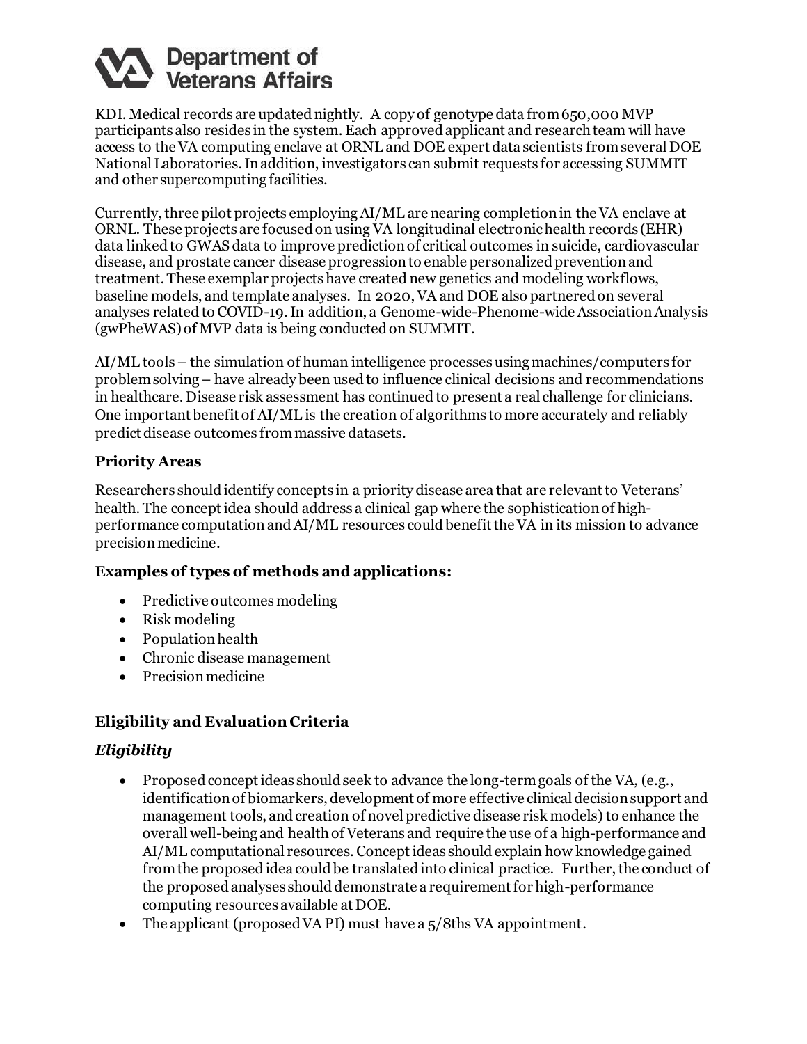KDI. Medical records are updated nightly. A copy of genotype data from 650,000 MVP participants also resides in the system. Each approved applicant and research team will have access to the VA computing enclave at ORNL and DOE expert data scientists from several DOE National Laboratories. In addition, investigators can submit requests for accessing SUMMIT and other supercomputing facilities.

Currently, three pilot projects employing AI/ML are nearing completion in the VA enclave at ORNL. These projects are focused on using VA longitudinal electronic health records (EHR) data linked to GWAS data to improve prediction of critical outcomes in suicide, cardiovascular disease, and prostate cancer disease progression to enable personalized prevention and treatment. These exemplar projects have created new genetics and modeling workflows, baseline models, and template analyses. In 2020, VA and DOE also partnered on several analyses related to COVID-19. In addition, a Genome-wide-Phenome-wide Association Analysis (gwPheWAS) of MVP data is being conducted on SUMMIT.

AI/ML tools – the simulation of human intelligence processes using machines/computers for problem solving – have already been used to influence clinical decisions and recommendations in healthcare. Disease risk assessment has continued to present a real challenge for clinicians. One important benefit of AI/ML is the creation of algorithms to more accurately and reliably predict disease outcomes from massive datasets.

### Priority Areas

Researchers should identify concepts in a priority disease area that are relevant to Veterans' health. The concept idea should address a clinical gap where the sophistication of high-performance computation and AI/ML resources could benefit the VA in its mission to advance precision medicine.

### Examples of types of methods and applications:

- Predictive outcomes modeling
- Risk modeling
- Population health
- Chronic disease management
- Precision medicine

### Eligibility and Evaluation Criteria

#### *Eligibility*

- Proposed concept ideas should seek to advance the long-term goals of the VA, (e.g., identification of biomarkers, development of more effective clinical decision support and management tools, and creation of novel predictive disease risk models) to enhance the overall well-being and health of Veterans and require the use of a high-performance and AI/ML computational resources. Concept ideas should explain how knowledge gained from the proposed idea could be translated into clinical practice. Further, the conduct of the proposed analyses should demonstrate a requirement for high-performance computing resources available at DOE.
- The applicant (proposed VA PI) must have a 5/8ths VA appointment.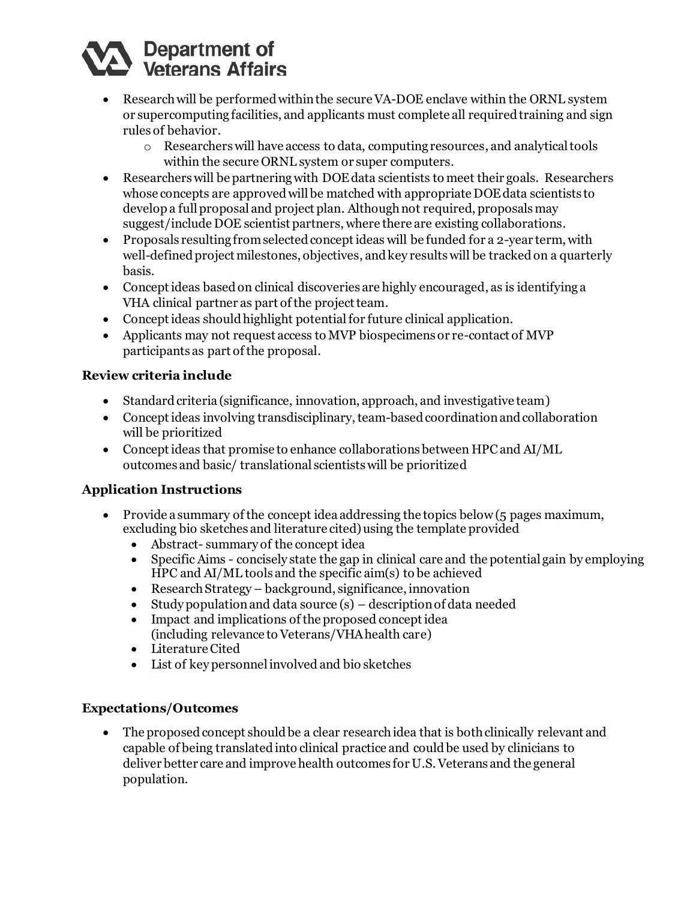- Research will be performed within the secure VA-DOE enclave within the ORNL system or supercomputing facilities, and applicants must complete all required training and sign rules of behavior.
    - Researchers will have access to data, computing resources, and analytical tools within the secure ORNL system or super computers.
- Researchers will be partnering with DOE data scientists to meet their goals. Researchers whose concepts are approved will be matched with appropriate DOE data scientists to develop a full proposal and project plan. Although not required, proposals may suggest/include DOE scientist partners, where there are existing collaborations.
- Proposals resulting from selected concept ideas will be funded for a 2-year term, with well-defined project milestones, objectives, and key results will be tracked on a quarterly basis.
- Concept ideas based on clinical discoveries are highly encouraged, as is identifying a VHA clinical partner as part of the project team.
- Concept ideas should highlight potential for future clinical application.
- Applicants may not request access to MVP biospecimens or re-contact of MVP participants as part of the proposal.

### Review criteria include

- Standard criteria (significance, innovation, approach, and investigative team)
- Concept ideas involving transdisciplinary, team-based coordination and collaboration will be prioritized
- Concept ideas that promise to enhance collaborations between HPC and AI/ML outcomes and basic/ translational scientists will be prioritized

### Application Instructions

- Provide a summary of the concept idea addressing the topics below (5 pages maximum, excluding bio sketches and literature cited) using the template provided
    - Abstract- summary of the concept idea
    - Specific Aims - concisely state the gap in clinical care and the potential gain by employing HPC and AI/ML tools and the specific aim(s) to be achieved
    - Research Strategy – background, significance, innovation
    - Study population and data source (s) – description of data needed
    - Impact and implications of the proposed concept idea (including relevance to Veterans/VHA health care)
    - Literature Cited
    - List of key personnel involved and bio sketches

### Expectations/Outcomes

- The proposed concept should be a clear research idea that is both clinically relevant and capable of being translated into clinical practice and could be used by clinicians to deliver better care and improve health outcomes for U.S. Veterans and the general population.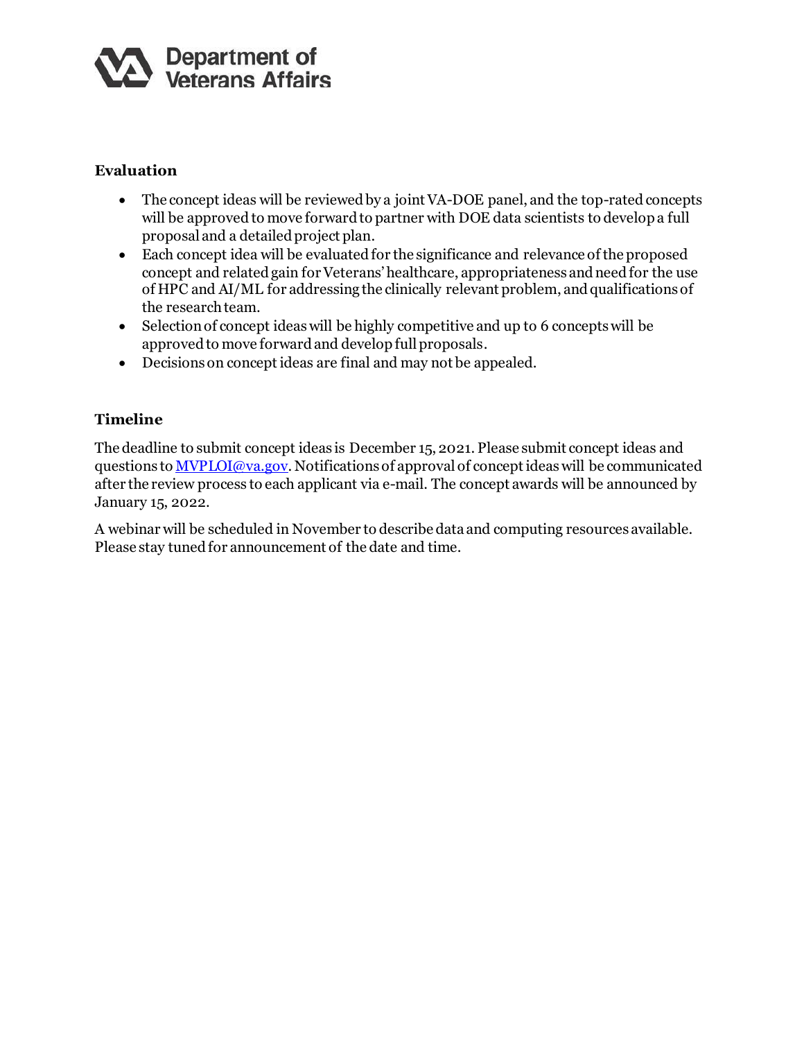### Evaluation

- The concept ideas will be reviewed by a joint VA-DOE panel, and the top-rated concepts will be approved to move forward to partner with DOE data scientists to develop a full proposal and a detailed project plan.
- Each concept idea will be evaluated for the significance and relevance of the proposed concept and related gain for Veterans' healthcare, appropriateness and need for the use of HPC and AI/ML for addressing the clinically relevant problem, and qualifications of the research team.
- Selection of concept ideas will be highly competitive and up to 6 concepts will be approved to move forward and develop full proposals.
- Decisions on concept ideas are final and may not be appealed.

### Timeline

The deadline to submit concept ideas is December 15, 2021. Please submit concept ideas and questions to MVPLOI@va.gov. Notifications of approval of concept ideas will be communicated after the review process to each applicant via e-mail. The concept awards will be announced by January 15, 2022.

A webinar will be scheduled in November to describe data and computing resources available. Please stay tuned for announcement of the date and time.